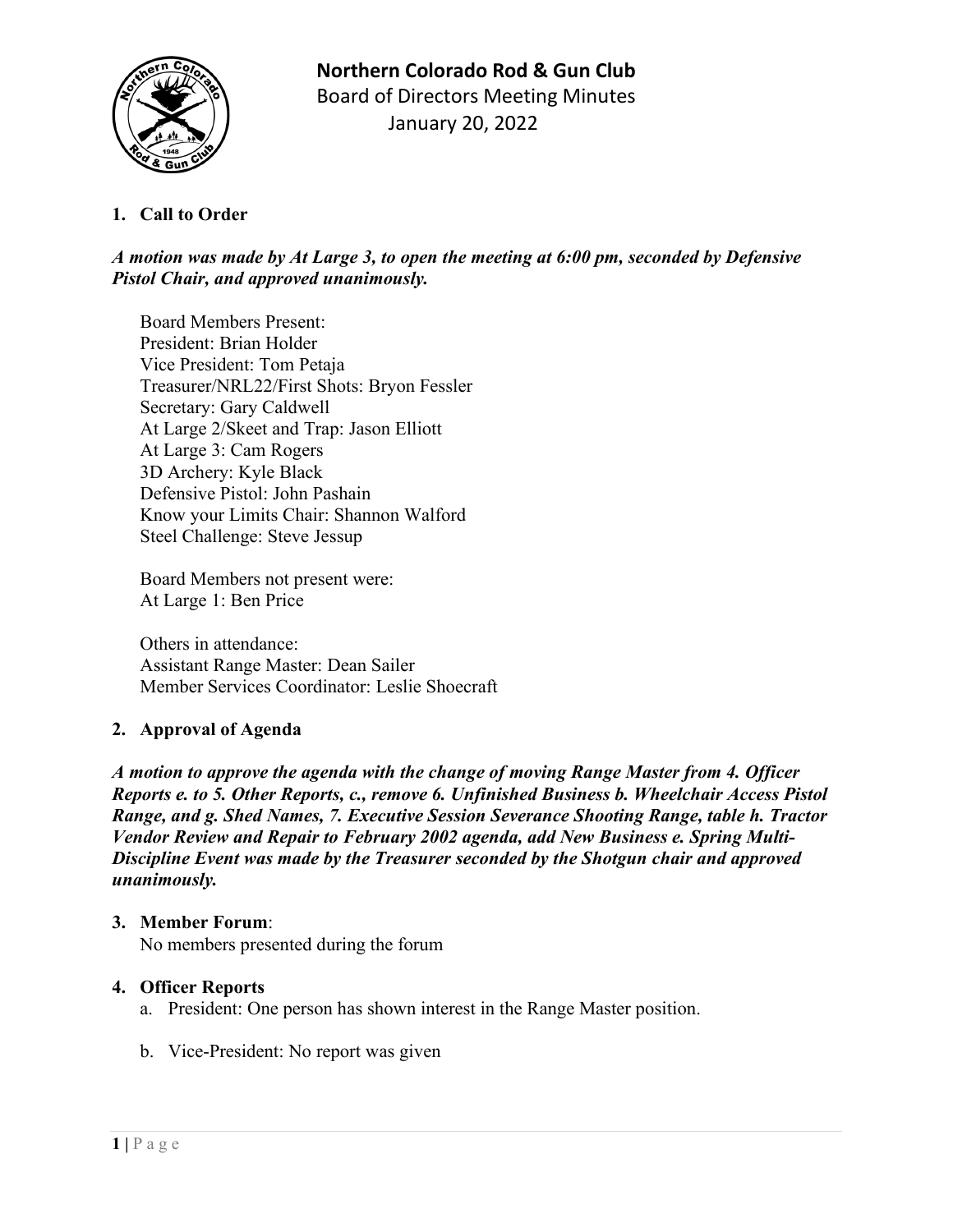# Northern Colorado Rod & Gun Club

Board of Directors Meeting Minutes

January 20, 2022

**1. Call to Order**

***A motion was made by At Large 3, to open the meeting at 6:00 pm, seconded by Defensive Pistol Chair, and approved unanimously.***

Board Members Present:
President: Brian Holder
Vice President: Tom Petaja
Treasurer/NRL22/First Shots: Bryon Fessler
Secretary: Gary Caldwell
At Large 2/Skeet and Trap: Jason Elliott
At Large 3: Cam Rogers
3D Archery: Kyle Black
Defensive Pistol: John Pashain
Know your Limits Chair: Shannon Walford
Steel Challenge: Steve Jessup

Board Members not present were:
At Large 1: Ben Price

Others in attendance:
Assistant Range Master: Dean Sailer
Member Services Coordinator: Leslie Shoecraft

**2. Approval of Agenda**

***A motion to approve the agenda with the change of moving Range Master from 4. Officer Reports e. to 5. Other Reports, c., remove 6. Unfinished Business b. Wheelchair Access Pistol Range, and g. Shed Names, 7. Executive Session Severance Shooting Range, table h. Tractor Vendor Review and Repair to February 2002 agenda, add New Business e. Spring Multi-Discipline Event was made by the Treasurer seconded by the Shotgun chair and approved unanimously.***

**3. Member Forum**:
No members presented during the forum

**4. Officer Reports**

a. President: One person has shown interest in the Range Master position.

b. Vice-President: No report was given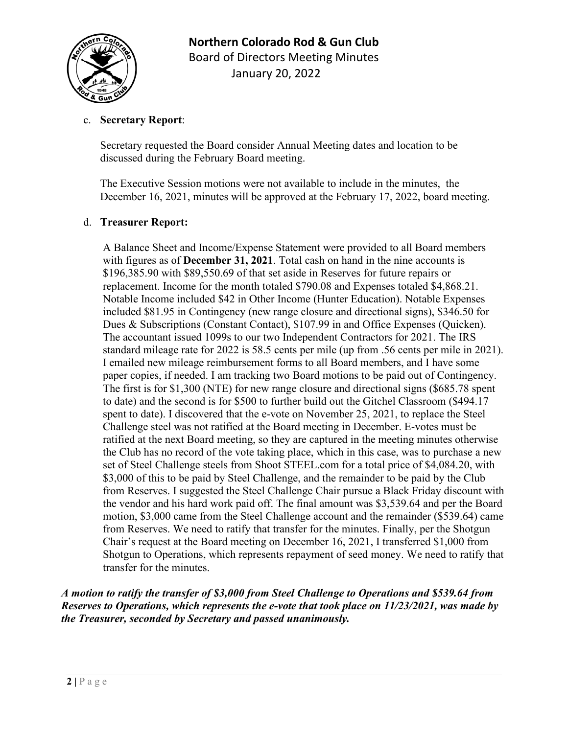c. **Secretary Report**:

Secretary requested the Board consider Annual Meeting dates and location to be discussed during the February Board meeting.

The Executive Session motions were not available to include in the minutes, the December 16, 2021, minutes will be approved at the February 17, 2022, board meeting.

d. **Treasurer Report:**

A Balance Sheet and Income/Expense Statement were provided to all Board members with figures as of **December 31, 2021**. Total cash on hand in the nine accounts is $196,385.90 with $89,550.69 of that set aside in Reserves for future repairs or replacement. Income for the month totaled $790.08 and Expenses totaled $4,868.21. Notable Income included $42 in Other Income (Hunter Education). Notable Expenses included $81.95 in Contingency (new range closure and directional signs), $346.50 for Dues & Subscriptions (Constant Contact), $107.99 in and Office Expenses (Quicken). The accountant issued 1099s to our two Independent Contractors for 2021. The IRS standard mileage rate for 2022 is 58.5 cents per mile (up from .56 cents per mile in 2021). I emailed new mileage reimbursement forms to all Board members, and I have some paper copies, if needed. I am tracking two Board motions to be paid out of Contingency. The first is for $1,300 (NTE) for new range closure and directional signs ($685.78 spent to date) and the second is for $500 to further build out the Gitchel Classroom ($494.17 spent to date). I discovered that the e-vote on November 25, 2021, to replace the Steel Challenge steel was not ratified at the Board meeting in December. E-votes must be ratified at the next Board meeting, so they are captured in the meeting minutes otherwise the Club has no record of the vote taking place, which in this case, was to purchase a new set of Steel Challenge steels from Shoot STEEL.com for a total price of $4,084.20, with $3,000 of this to be paid by Steel Challenge, and the remainder to be paid by the Club from Reserves. I suggested the Steel Challenge Chair pursue a Black Friday discount with the vendor and his hard work paid off. The final amount was $3,539.64 and per the Board motion, $3,000 came from the Steel Challenge account and the remainder ($539.64) came from Reserves. We need to ratify that transfer for the minutes. Finally, per the Shotgun Chair's request at the Board meeting on December 16, 2021, I transferred $1,000 from Shotgun to Operations, which represents repayment of seed money. We need to ratify that transfer for the minutes.

***A motion to ratify the transfer of $3,000 from Steel Challenge to Operations and $539.64 from Reserves to Operations, which represents the e-vote that took place on 11/23/2021, was made by the Treasurer, seconded by Secretary and passed unanimously.***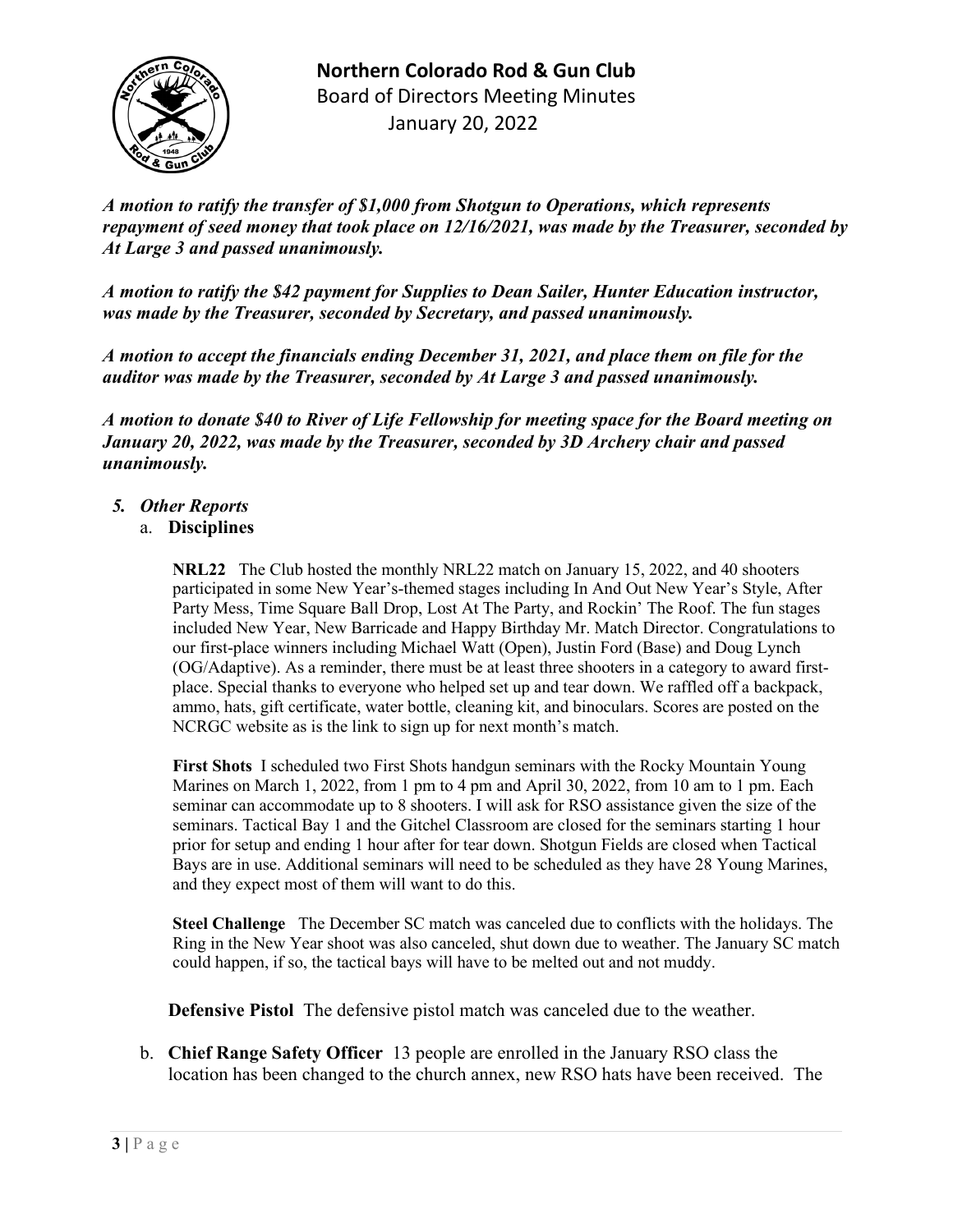*__A motion to ratify the transfer of $1,000 from Shotgun to Operations, which represents repayment of seed money that took place on 12/16/2021, was made by the Treasurer, seconded by At Large 3 and passed unanimously.__*

*__A motion to ratify the $42 payment for Supplies to Dean Sailer, Hunter Education instructor, was made by the Treasurer, seconded by Secretary, and passed unanimously.__*

*__A motion to accept the financials ending December 31, 2021, and place them on file for the auditor was made by the Treasurer, seconded by At Large 3 and passed unanimously.__*

*__A motion to donate $40 to River of Life Fellowship for meeting space for the Board meeting on January 20, 2022, was made by the Treasurer, seconded by 3D Archery chair and passed unanimously.__*

5. ***Other Reports***

   a. **Disciplines**

      **NRL22** The Club hosted the monthly NRL22 match on January 15, 2022, and 40 shooters participated in some New Year's-themed stages including In And Out New Year's Style, After Party Mess, Time Square Ball Drop, Lost At The Party, and Rockin' The Roof. The fun stages included New Year, New Barricade and Happy Birthday Mr. Match Director. Congratulations to our first-place winners including Michael Watt (Open), Justin Ford (Base) and Doug Lynch (OG/Adaptive). As a reminder, there must be at least three shooters in a category to award first-place. Special thanks to everyone who helped set up and tear down. We raffled off a backpack, ammo, hats, gift certificate, water bottle, cleaning kit, and binoculars. Scores are posted on the NCRGC website as is the link to sign up for next month's match.

      **First Shots** I scheduled two First Shots handgun seminars with the Rocky Mountain Young Marines on March 1, 2022, from 1 pm to 4 pm and April 30, 2022, from 10 am to 1 pm. Each seminar can accommodate up to 8 shooters. I will ask for RSO assistance given the size of the seminars. Tactical Bay 1 and the Gitchel Classroom are closed for the seminars starting 1 hour prior for setup and ending 1 hour after for tear down. Shotgun Fields are closed when Tactical Bays are in use. Additional seminars will need to be scheduled as they have 28 Young Marines, and they expect most of them will want to do this.

      **Steel Challenge** The December SC match was canceled due to conflicts with the holidays. The Ring in the New Year shoot was also canceled, shut down due to weather. The January SC match could happen, if so, the tactical bays will have to be melted out and not muddy.

      **Defensive Pistol** The defensive pistol match was canceled due to the weather.

   b. **Chief Range Safety Officer** 13 people are enrolled in the January RSO class the location has been changed to the church annex, new RSO hats have been received. The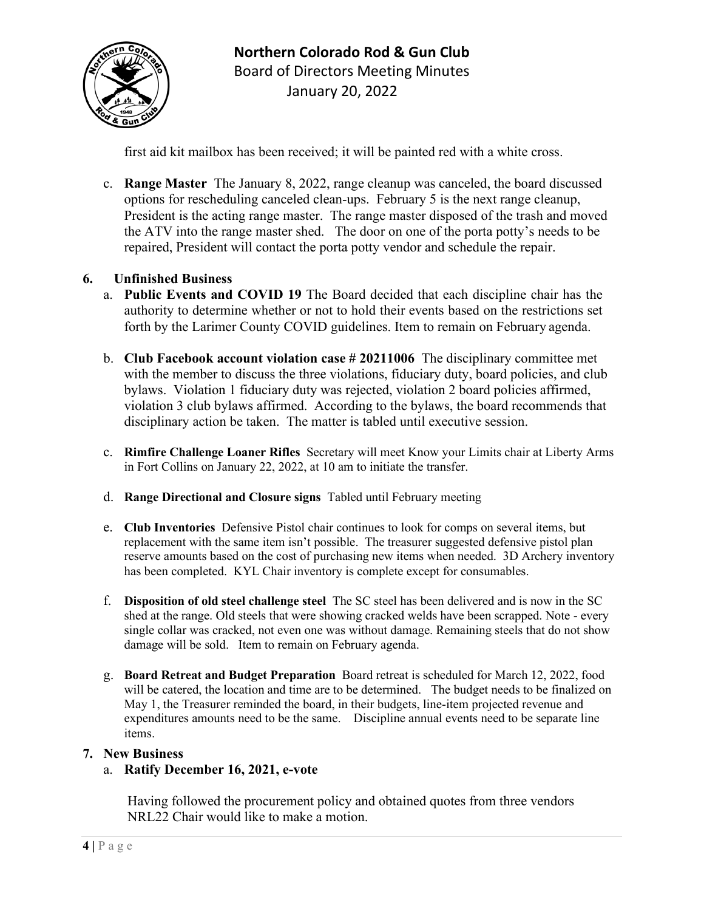first aid kit mailbox has been received; it will be painted red with a white cross.

c. **Range Master** The January 8, 2022, range cleanup was canceled, the board discussed options for rescheduling canceled clean-ups. February 5 is the next range cleanup, President is the acting range master. The range master disposed of the trash and moved the ATV into the range master shed. The door on one of the porta potty's needs to be repaired, President will contact the porta potty vendor and schedule the repair.

**6. Unfinished Business**

a. **Public Events and COVID 19** The Board decided that each discipline chair has the authority to determine whether or not to hold their events based on the restrictions set forth by the Larimer County COVID guidelines. Item to remain on February agenda.

b. **Club Facebook account violation case # 20211006** The disciplinary committee met with the member to discuss the three violations, fiduciary duty, board policies, and club bylaws. Violation 1 fiduciary duty was rejected, violation 2 board policies affirmed, violation 3 club bylaws affirmed. According to the bylaws, the board recommends that disciplinary action be taken. The matter is tabled until executive session.

c. **Rimfire Challenge Loaner Rifles** Secretary will meet Know your Limits chair at Liberty Arms in Fort Collins on January 22, 2022, at 10 am to initiate the transfer.

d. **Range Directional and Closure signs** Tabled until February meeting

e. **Club Inventories** Defensive Pistol chair continues to look for comps on several items, but replacement with the same item isn't possible. The treasurer suggested defensive pistol plan reserve amounts based on the cost of purchasing new items when needed. 3D Archery inventory has been completed. KYL Chair inventory is complete except for consumables.

f. **Disposition of old steel challenge steel** The SC steel has been delivered and is now in the SC shed at the range. Old steels that were showing cracked welds have been scrapped. Note - every single collar was cracked, not even one was without damage. Remaining steels that do not show damage will be sold. Item to remain on February agenda.

g. **Board Retreat and Budget Preparation** Board retreat is scheduled for March 12, 2022, food will be catered, the location and time are to be determined. The budget needs to be finalized on May 1, the Treasurer reminded the board, in their budgets, line-item projected revenue and expenditures amounts need to be the same. Discipline annual events need to be separate line items.

**7. New Business**

a. **Ratify December 16, 2021, e-vote**

Having followed the procurement policy and obtained quotes from three vendors NRL22 Chair would like to make a motion.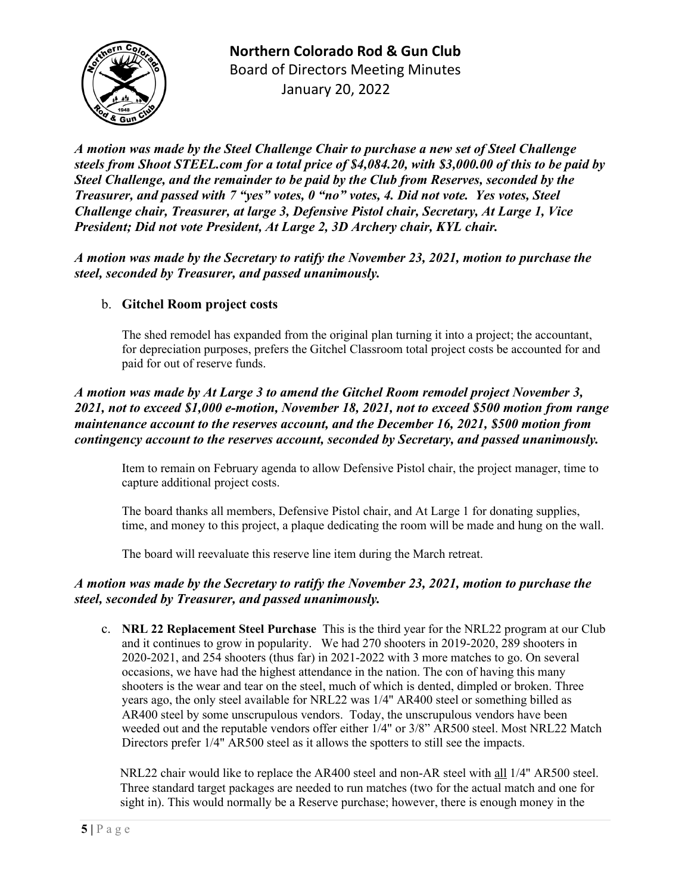***A motion was made by the Steel Challenge Chair to purchase a new set of Steel Challenge steels from Shoot STEEL.com for a total price of $4,084.20, with $3,000.00 of this to be paid by Steel Challenge, and the remainder to be paid by the Club from Reserves, seconded by the Treasurer, and passed with 7 "yes" votes, 0 "no" votes, 4. Did not vote. Yes votes, Steel Challenge chair, Treasurer, at large 3, Defensive Pistol chair, Secretary, At Large 1, Vice President; Did not vote President, At Large 2, 3D Archery chair, KYL chair.***

***A motion was made by the Secretary to ratify the November 23, 2021, motion to purchase the steel, seconded by Treasurer, and passed unanimously.***

b. **Gitchel Room project costs**

The shed remodel has expanded from the original plan turning it into a project; the accountant, for depreciation purposes, prefers the Gitchel Classroom total project costs be accounted for and paid for out of reserve funds.

***A motion was made by At Large 3 to amend the Gitchel Room remodel project November 3, 2021, not to exceed $1,000 e-motion, November 18, 2021, not to exceed $500 motion from range maintenance account to the reserves account, and the December 16, 2021, $500 motion from contingency account to the reserves account, seconded by Secretary, and passed unanimously.***

Item to remain on February agenda to allow Defensive Pistol chair, the project manager, time to capture additional project costs.

The board thanks all members, Defensive Pistol chair, and At Large 1 for donating supplies, time, and money to this project, a plaque dedicating the room will be made and hung on the wall.

The board will reevaluate this reserve line item during the March retreat.

***A motion was made by the Secretary to ratify the November 23, 2021, motion to purchase the steel, seconded by Treasurer, and passed unanimously.***

c. **NRL 22 Replacement Steel Purchase** This is the third year for the NRL22 program at our Club and it continues to grow in popularity. We had 270 shooters in 2019-2020, 289 shooters in 2020-2021, and 254 shooters (thus far) in 2021-2022 with 3 more matches to go. On several occasions, we have had the highest attendance in the nation. The con of having this many shooters is the wear and tear on the steel, much of which is dented, dimpled or broken. Three years ago, the only steel available for NRL22 was 1/4" AR400 steel or something billed as AR400 steel by some unscrupulous vendors. Today, the unscrupulous vendors have been weeded out and the reputable vendors offer either 1/4" or 3/8" AR500 steel. Most NRL22 Match Directors prefer 1/4" AR500 steel as it allows the spotters to still see the impacts.

NRL22 chair would like to replace the AR400 steel and non-AR steel with <u>all</u> 1/4" AR500 steel. Three standard target packages are needed to run matches (two for the actual match and one for sight in). This would normally be a Reserve purchase; however, there is enough money in the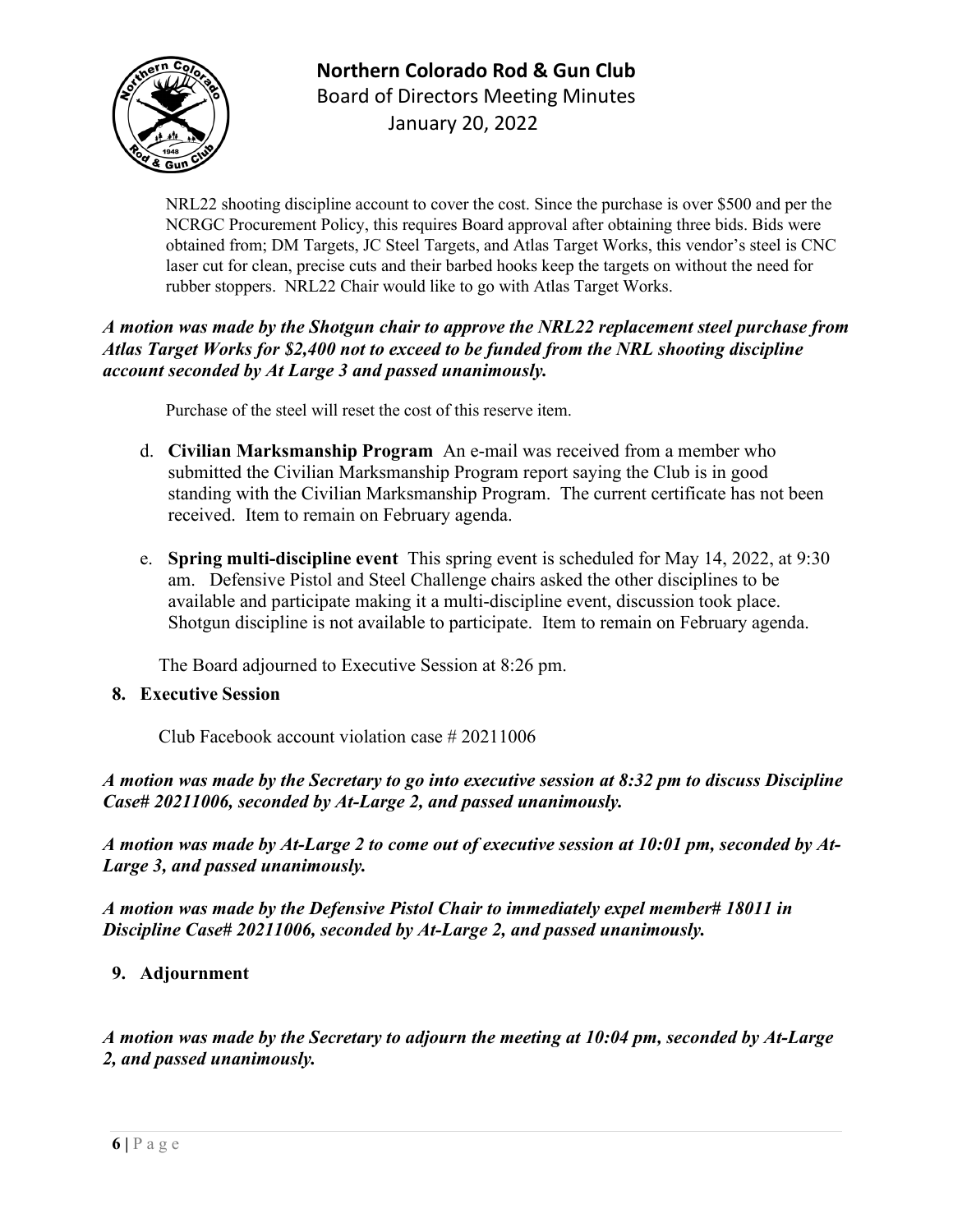NRL22 shooting discipline account to cover the cost. Since the purchase is over $500 and per the NCRGC Procurement Policy, this requires Board approval after obtaining three bids. Bids were obtained from; DM Targets, JC Steel Targets, and Atlas Target Works, this vendor's steel is CNC laser cut for clean, precise cuts and their barbed hooks keep the targets on without the need for rubber stoppers. NRL22 Chair would like to go with Atlas Target Works.

***A motion was made by the Shotgun chair to approve the NRL22 replacement steel purchase from Atlas Target Works for $2,400 not to exceed to be funded from the NRL shooting discipline account seconded by At Large 3 and passed unanimously.***

Purchase of the steel will reset the cost of this reserve item.

d. **Civilian Marksmanship Program** An e-mail was received from a member who submitted the Civilian Marksmanship Program report saying the Club is in good standing with the Civilian Marksmanship Program. The current certificate has not been received. Item to remain on February agenda.

e. **Spring multi-discipline event** This spring event is scheduled for May 14, 2022, at 9:30 am. Defensive Pistol and Steel Challenge chairs asked the other disciplines to be available and participate making it a multi-discipline event, discussion took place. Shotgun discipline is not available to participate. Item to remain on February agenda.

The Board adjourned to Executive Session at 8:26 pm.

**8. Executive Session**

Club Facebook account violation case # 20211006

***A motion was made by the Secretary to go into executive session at 8:32 pm to discuss Discipline Case# 20211006, seconded by At-Large 2, and passed unanimously.***

***A motion was made by At-Large 2 to come out of executive session at 10:01 pm, seconded by At-Large 3, and passed unanimously.***

***A motion was made by the Defensive Pistol Chair to immediately expel member# 18011 in Discipline Case# 20211006, seconded by At-Large 2, and passed unanimously.***

**9. Adjournment**

***A motion was made by the Secretary to adjourn the meeting at 10:04 pm, seconded by At-Large 2, and passed unanimously.***